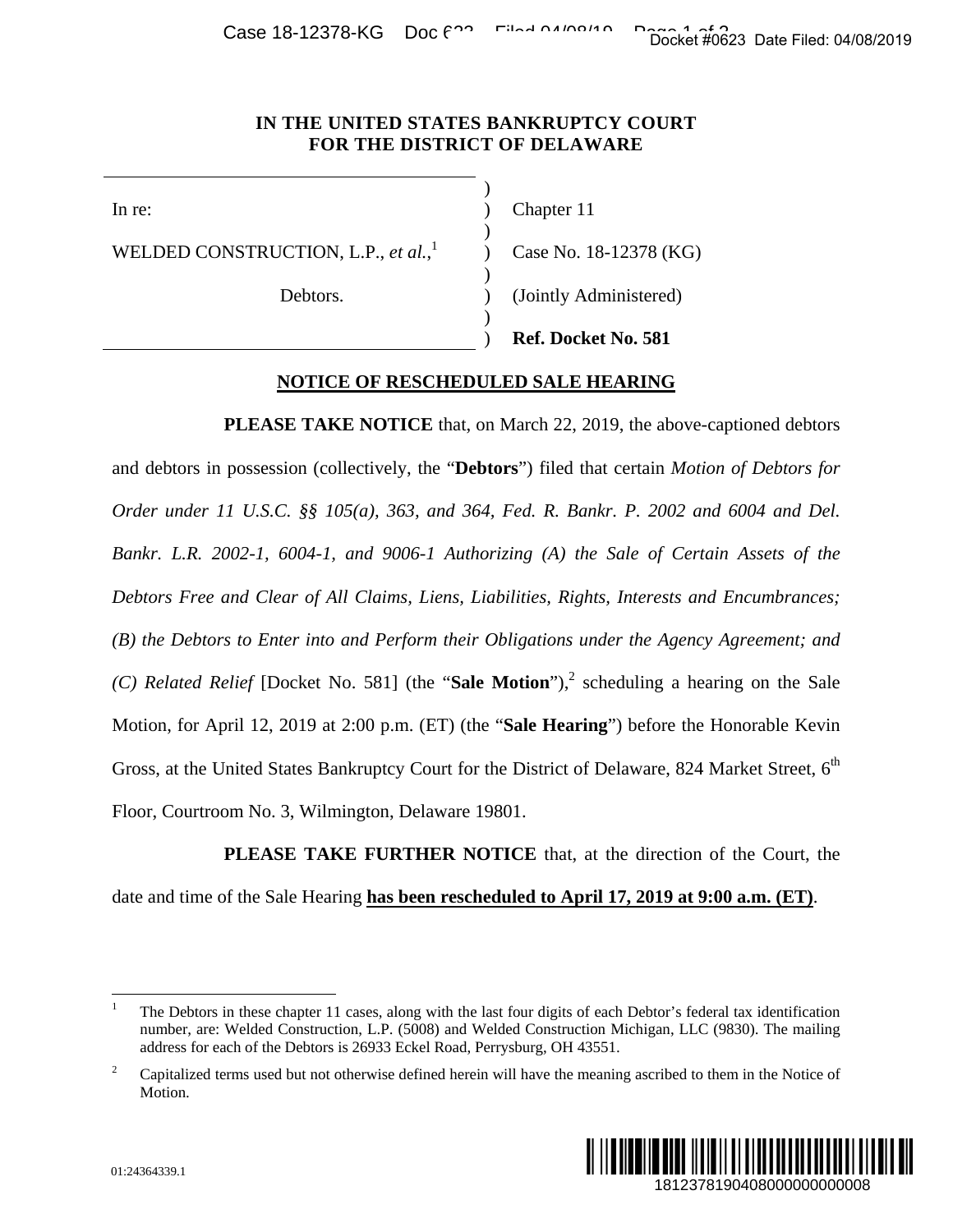# IN THE UNITED STATES BANKRUPTCY COURT FOR THE DISTRICT OF DELAWARE

| | |
|---|---|
| In re: | Chapter 11 |
| WELDED CONSTRUCTION, L.P., *et al.*,[1] | Case No. 18-12378 (KG) |
| Debtors. | (Jointly Administered) |
| | **Ref. Docket No. 581** |

## NOTICE OF RESCHEDULED SALE HEARING

**PLEASE TAKE NOTICE** that, on March 22, 2019, the above-captioned debtors and debtors in possession (collectively, the "**Debtors**") filed that certain *Motion of Debtors for Order under 11 U.S.C. §§ 105(a), 363, and 364, Fed. R. Bankr. P. 2002 and 6004 and Del. Bankr. L.R. 2002-1, 6004-1, and 9006-1 Authorizing (A) the Sale of Certain Assets of the Debtors Free and Clear of All Claims, Liens, Liabilities, Rights, Interests and Encumbrances; (B) the Debtors to Enter into and Perform their Obligations under the Agency Agreement; and (C) Related Relief* [Docket No. 581] (the "**Sale Motion**"),[2] scheduling a hearing on the Sale Motion, for April 12, 2019 at 2:00 p.m. (ET) (the "**Sale Hearing**") before the Honorable Kevin Gross, at the United States Bankruptcy Court for the District of Delaware, 824 Market Street, 6th Floor, Courtroom No. 3, Wilmington, Delaware 19801.

**PLEASE TAKE FURTHER NOTICE** that, at the direction of the Court, the date and time of the Sale Hearing **has been rescheduled to April 17, 2019 at 9:00 a.m. (ET)**.

---

[1] The Debtors in these chapter 11 cases, along with the last four digits of each Debtor's federal tax identification number, are: Welded Construction, L.P. (5008) and Welded Construction Michigan, LLC (9830). The mailing address for each of the Debtors is 26933 Eckel Road, Perrysburg, OH 43551.

[2] Capitalized terms used but not otherwise defined herein will have the meaning ascribed to them in the Notice of Motion.

01:24364339.1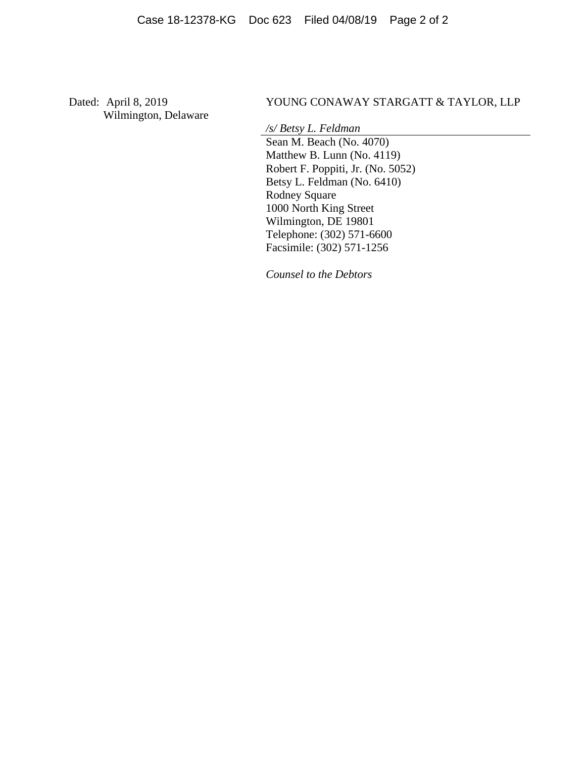Dated: April 8, 2019
Wilmington, Delaware

YOUNG CONAWAY STARGATT & TAYLOR, LLP

*/s/ Betsy L. Feldman*

Sean M. Beach (No. 4070)
Matthew B. Lunn (No. 4119)
Robert F. Poppiti, Jr. (No. 5052)
Betsy L. Feldman (No. 6410)
Rodney Square
1000 North King Street
Wilmington, DE 19801
Telephone: (302) 571-6600
Facsimile: (302) 571-1256

*Counsel to the Debtors*